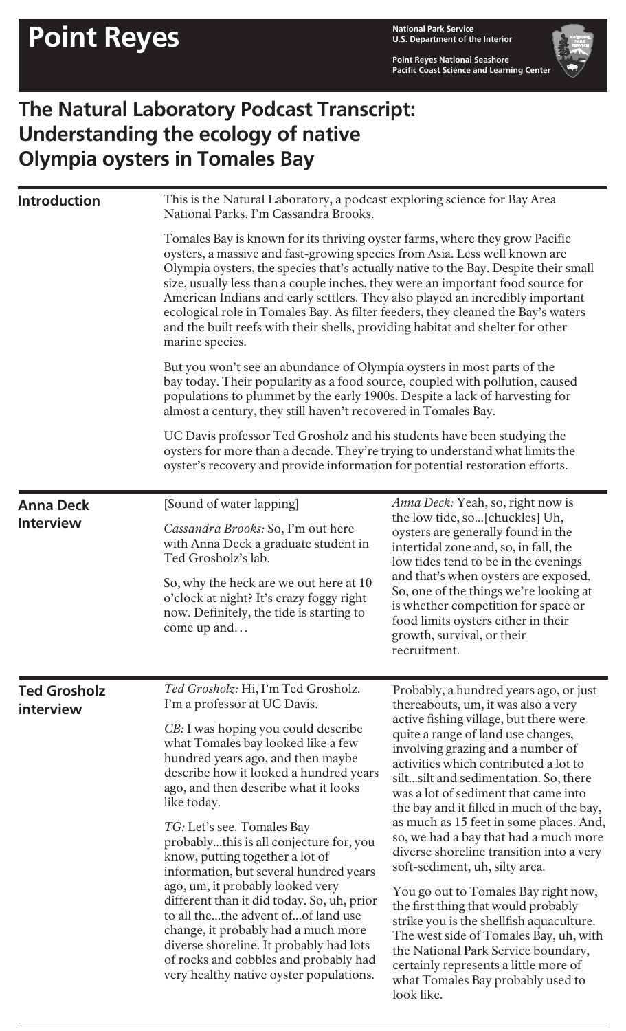# Point Reyes

National Park Service
U.S. Department of the Interior

Point Reyes National Seashore
Pacific Coast Science and Learning Center

## The Natural Laboratory Podcast Transcript: Understanding the ecology of native Olympia oysters in Tomales Bay

### Introduction

This is the Natural Laboratory, a podcast exploring science for Bay Area National Parks. I'm Cassandra Brooks.

Tomales Bay is known for its thriving oyster farms, where they grow Pacific oysters, a massive and fast-growing species from Asia. Less well known are Olympia oysters, the species that's actually native to the Bay. Despite their small size, usually less than a couple inches, they were an important food source for American Indians and early settlers. They also played an incredibly important ecological role in Tomales Bay. As filter feeders, they cleaned the Bay's waters and the built reefs with their shells, providing habitat and shelter for other marine species.

But you won't see an abundance of Olympia oysters in most parts of the bay today. Their popularity as a food source, coupled with pollution, caused populations to plummet by the early 1900s. Despite a lack of harvesting for almost a century, they still haven't recovered in Tomales Bay.

UC Davis professor Ted Grosholz and his students have been studying the oysters for more than a decade. They're trying to understand what limits the oyster's recovery and provide information for potential restoration efforts.

### Anna Deck Interview

[Sound of water lapping]

*Cassandra Brooks:* So, I'm out here with Anna Deck a graduate student in Ted Grosholz's lab.

So, why the heck are we out here at 10 o'clock at night? It's crazy foggy right now. Definitely, the tide is starting to come up and…

*Anna Deck:* Yeah, so, right now is the low tide, so...[chuckles] Uh, oysters are generally found in the intertidal zone and, so, in fall, the low tides tend to be in the evenings and that's when oysters are exposed. So, one of the things we're looking at is whether competition for space or food limits oysters either in their growth, survival, or their recruitment.

### Ted Grosholz interview

*Ted Grosholz:* Hi, I'm Ted Grosholz. I'm a professor at UC Davis.

*CB:* I was hoping you could describe what Tomales bay looked like a few hundred years ago, and then maybe describe how it looked a hundred years ago, and then describe what it looks like today.

*TG:* Let's see. Tomales Bay probably...this is all conjecture for, you know, putting together a lot of information, but several hundred years ago, um, it probably looked very different than it did today. So, uh, prior to all the...the advent of...of land use change, it probably had a much more diverse shoreline. It probably had lots of rocks and cobbles and probably had very healthy native oyster populations.

Probably, a hundred years ago, or just thereabouts, um, it was also a very active fishing village, but there were quite a range of land use changes, involving grazing and a number of activities which contributed a lot to silt...silt and sedimentation. So, there was a lot of sediment that came into the bay and it filled in much of the bay, as much as 15 feet in some places. And, so, we had a bay that had a much more diverse shoreline transition into a very soft-sediment, uh, silty area.

You go out to Tomales Bay right now, the first thing that would probably strike you is the shellfish aquaculture. The west side of Tomales Bay, uh, with the National Park Service boundary, certainly represents a little more of what Tomales Bay probably used to look like.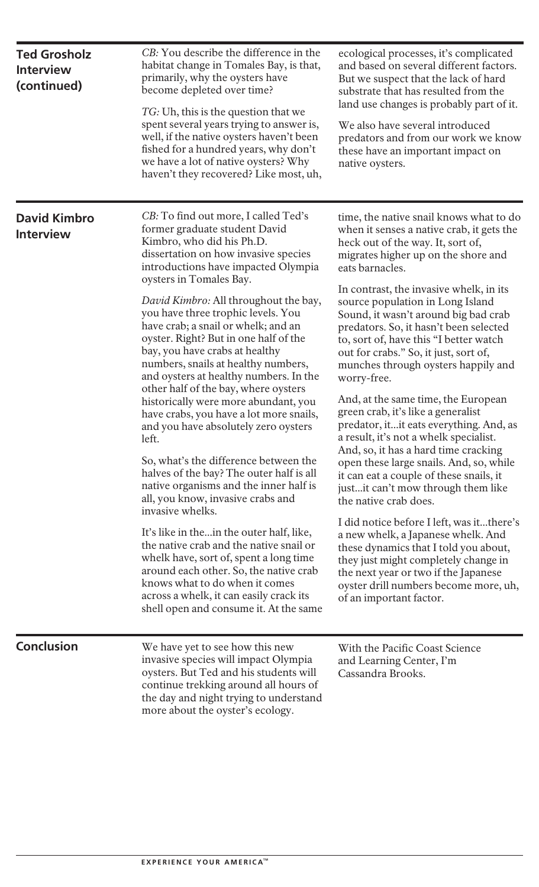## Ted Grosholz Interview (continued)

*CB:* You describe the difference in the habitat change in Tomales Bay, is that, primarily, why the oysters have become depleted over time?

*TG:* Uh, this is the question that we spent several years trying to answer is, well, if the native oysters haven't been fished for a hundred years, why don't we have a lot of native oysters? Why haven't they recovered? Like most, uh, ecological processes, it's complicated and based on several different factors. But we suspect that the lack of hard substrate that has resulted from the land use changes is probably part of it.

We also have several introduced predators and from our work we know these have an important impact on native oysters.

## David Kimbro Interview

*CB:* To find out more, I called Ted's former graduate student David Kimbro, who did his Ph.D. dissertation on how invasive species introductions have impacted Olympia oysters in Tomales Bay.

*David Kimbro:* All throughout the bay, you have three trophic levels. You have crab; a snail or whelk; and an oyster. Right? But in one half of the bay, you have crabs at healthy numbers, snails at healthy numbers, and oysters at healthy numbers. In the other half of the bay, where oysters historically were more abundant, you have crabs, you have a lot more snails, and you have absolutely zero oysters left.

So, what's the difference between the halves of the bay? The outer half is all native organisms and the inner half is all, you know, invasive crabs and invasive whelks.

It's like in the...in the outer half, like, the native crab and the native snail or whelk have, sort of, spent a long time around each other. So, the native crab knows what to do when it comes across a whelk, it can easily crack its shell open and consume it. At the same time, the native snail knows what to do when it senses a native crab, it gets the heck out of the way. It, sort of, migrates higher up on the shore and eats barnacles.

In contrast, the invasive whelk, in its source population in Long Island Sound, it wasn't around big bad crab predators. So, it hasn't been selected to, sort of, have this "I better watch out for crabs." So, it just, sort of, munches through oysters happily and worry-free.

And, at the same time, the European green crab, it's like a generalist predator, it...it eats everything. And, as a result, it's not a whelk specialist. And, so, it has a hard time cracking open these large snails. And, so, while it can eat a couple of these snails, it just...it can't mow through them like the native crab does.

I did notice before I left, was it...there's a new whelk, a Japanese whelk. And these dynamics that I told you about, they just might completely change in the next year or two if the Japanese oyster drill numbers become more, uh, of an important factor.

## Conclusion

We have yet to see how this new invasive species will impact Olympia oysters. But Ted and his students will continue trekking around all hours of the day and night trying to understand more about the oyster's ecology.

With the Pacific Coast Science and Learning Center, I'm Cassandra Brooks.